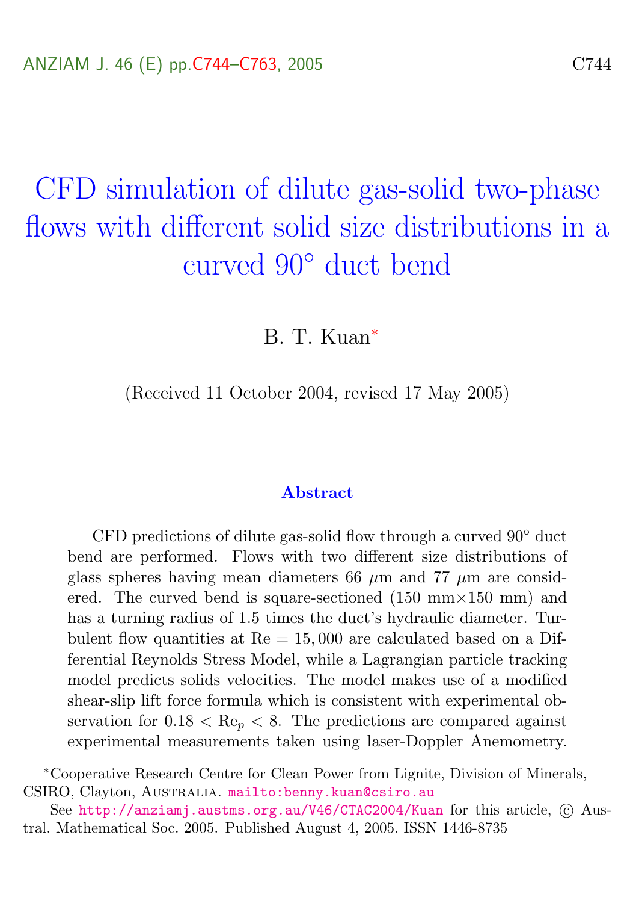# CFD simulation of dilute gas-solid two-phase flows with different solid size distributions in a curved 90° duct bend

B. T. Kuan*

(Received 11 October 2004, revised 17 May 2005)

## Abstract

CFD predictions of dilute gas-solid flow through a curved 90° duct bend are performed. Flows with two different size distributions of glass spheres having mean diameters 66 $\mu$m and 77 $\mu$m are considered. The curved bend is square-sectioned (150 mm×150 mm) and has a turning radius of 1.5 times the duct's hydraulic diameter. Turbulent flow quantities at $\mathrm{Re} = 15,000$ are calculated based on a Differential Reynolds Stress Model, while a Lagrangian particle tracking model predicts solids velocities. The model makes use of a modified shear-slip lift force formula which is consistent with experimental observation for $0.18 < \mathrm{Re}_p < 8$. The predictions are compared against experimental measurements taken using laser-Doppler Anemometry.

---

*Cooperative Research Centre for Clean Power from Lignite, Division of Minerals, CSIRO, Clayton, Australia. mailto:benny.kuan@csiro.au

See http://anziamj.austms.org.au/V46/CTAC2004/Kuan for this article, © Austral. Mathematical Soc. 2005. Published August 4, 2005. ISSN 1446-8735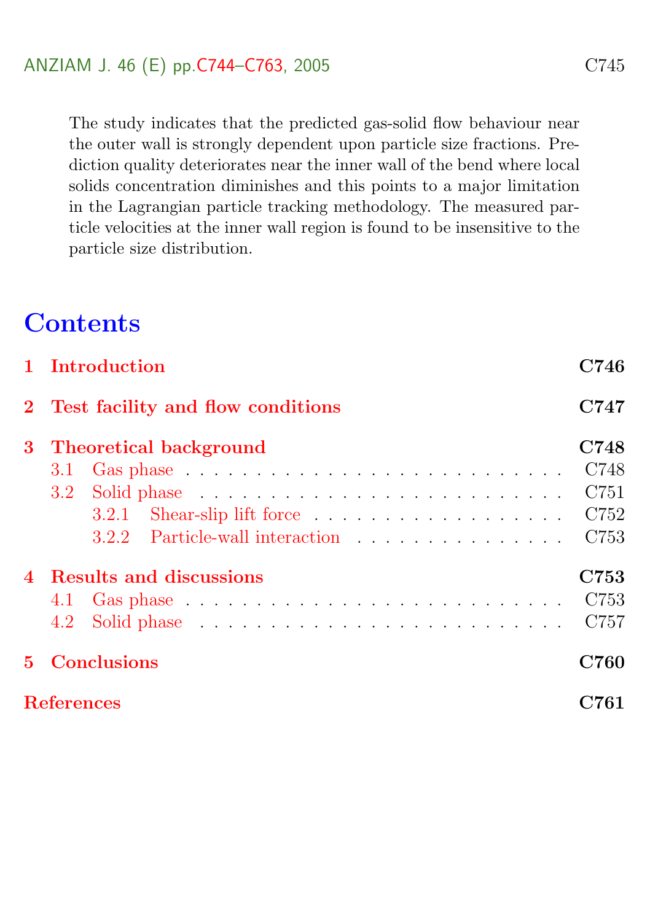The study indicates that the predicted gas-solid flow behaviour near the outer wall is strongly dependent upon particle size fractions. Prediction quality deteriorates near the inner wall of the bend where local solids concentration diminishes and this points to a major limitation in the Lagrangian particle tracking methodology. The measured particle velocities at the inner wall region is found to be insensitive to the particle size distribution.

# Contents

**1 Introduction** — **C746**

**2 Test facility and flow conditions** — **C747**

**3 Theoretical background** — **C748**
- 3.1 Gas phase . . . . . . . . . . . . . . . . . . . . . . . . . . . C748
- 3.2 Solid phase . . . . . . . . . . . . . . . . . . . . . . . . . . C751
  - 3.2.1 Shear-slip lift force . . . . . . . . . . . . . . . . . . . C752
  - 3.2.2 Particle-wall interaction . . . . . . . . . . . . . . . . C753

**4 Results and discussions** — **C753**
- 4.1 Gas phase . . . . . . . . . . . . . . . . . . . . . . . . . . . C753
- 4.2 Solid phase . . . . . . . . . . . . . . . . . . . . . . . . . . C757

**5 Conclusions** — **C760**

**References** — **C761**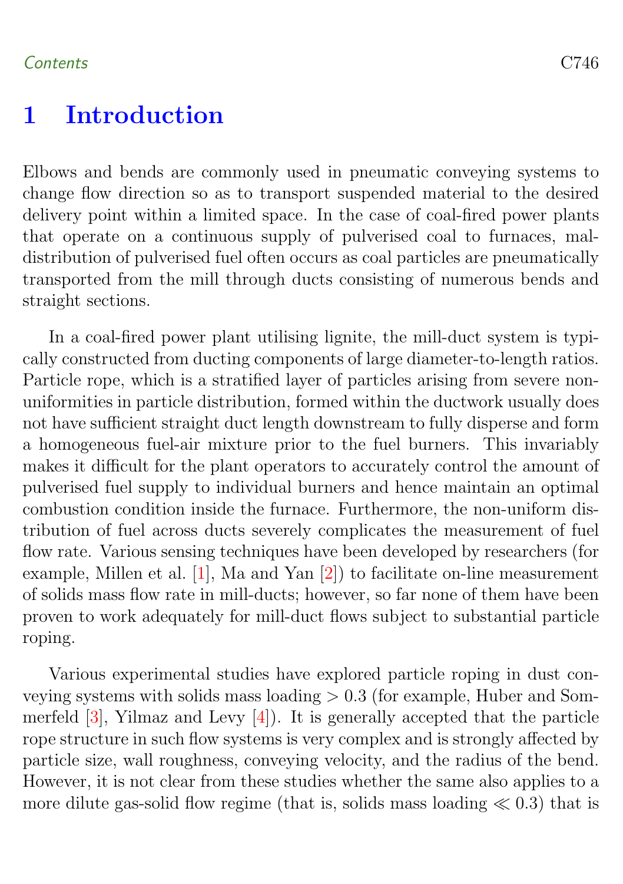# 1 Introduction

Elbows and bends are commonly used in pneumatic conveying systems to change flow direction so as to transport suspended material to the desired delivery point within a limited space. In the case of coal-fired power plants that operate on a continuous supply of pulverised coal to furnaces, maldistribution of pulverised fuel often occurs as coal particles are pneumatically transported from the mill through ducts consisting of numerous bends and straight sections.

In a coal-fired power plant utilising lignite, the mill-duct system is typically constructed from ducting components of large diameter-to-length ratios. Particle rope, which is a stratified layer of particles arising from severe non-uniformities in particle distribution, formed within the ductwork usually does not have sufficient straight duct length downstream to fully disperse and form a homogeneous fuel-air mixture prior to the fuel burners. This invariably makes it difficult for the plant operators to accurately control the amount of pulverised fuel supply to individual burners and hence maintain an optimal combustion condition inside the furnace. Furthermore, the non-uniform distribution of fuel across ducts severely complicates the measurement of fuel flow rate. Various sensing techniques have been developed by researchers (for example, Millen et al. [1], Ma and Yan [2]) to facilitate on-line measurement of solids mass flow rate in mill-ducts; however, so far none of them have been proven to work adequately for mill-duct flows subject to substantial particle roping.

Various experimental studies have explored particle roping in dust conveying systems with solids mass loading $> 0.3$ (for example, Huber and Sommerfeld [3], Yilmaz and Levy [4]). It is generally accepted that the particle rope structure in such flow systems is very complex and is strongly affected by particle size, wall roughness, conveying velocity, and the radius of the bend. However, it is not clear from these studies whether the same also applies to a more dilute gas-solid flow regime (that is, solids mass loading $\ll 0.3$) that is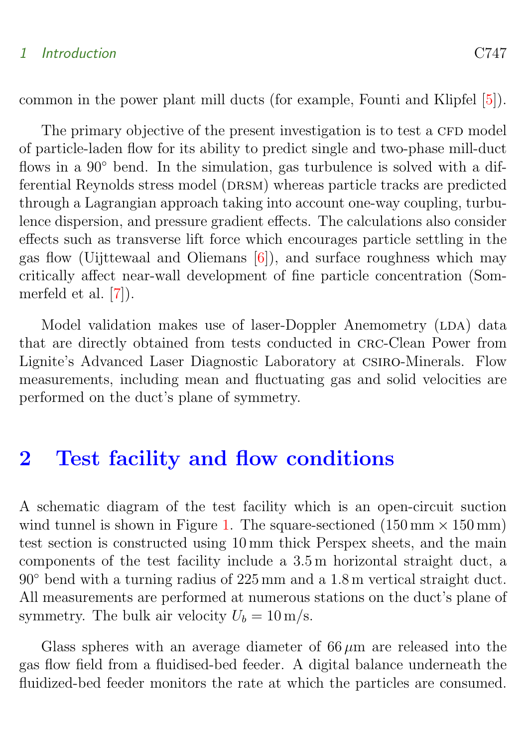common in the power plant mill ducts (for example, Founti and Klipfel [5]).

The primary objective of the present investigation is to test a CFD model of particle-laden flow for its ability to predict single and two-phase mill-duct flows in a 90° bend. In the simulation, gas turbulence is solved with a differential Reynolds stress model (DRSM) whereas particle tracks are predicted through a Lagrangian approach taking into account one-way coupling, turbulence dispersion, and pressure gradient effects. The calculations also consider effects such as transverse lift force which encourages particle settling in the gas flow (Uijttewaal and Oliemans [6]), and surface roughness which may critically affect near-wall development of fine particle concentration (Sommerfeld et al. [7]).

Model validation makes use of laser-Doppler Anemometry (LDA) data that are directly obtained from tests conducted in CRC-Clean Power from Lignite's Advanced Laser Diagnostic Laboratory at CSIRO-Minerals. Flow measurements, including mean and fluctuating gas and solid velocities are performed on the duct's plane of symmetry.

## 2 Test facility and flow conditions

A schematic diagram of the test facility which is an open-circuit suction wind tunnel is shown in Figure 1. The square-sectioned ($150\,\mathrm{mm} \times 150\,\mathrm{mm}$) test section is constructed using 10 mm thick Perspex sheets, and the main components of the test facility include a 3.5 m horizontal straight duct, a 90° bend with a turning radius of 225 mm and a 1.8 m vertical straight duct. All measurements are performed at numerous stations on the duct's plane of symmetry. The bulk air velocity $U_b = 10\,\mathrm{m/s}$.

Glass spheres with an average diameter of $66\,\mu\mathrm{m}$ are released into the gas flow field from a fluidised-bed feeder. A digital balance underneath the fluidized-bed feeder monitors the rate at which the particles are consumed.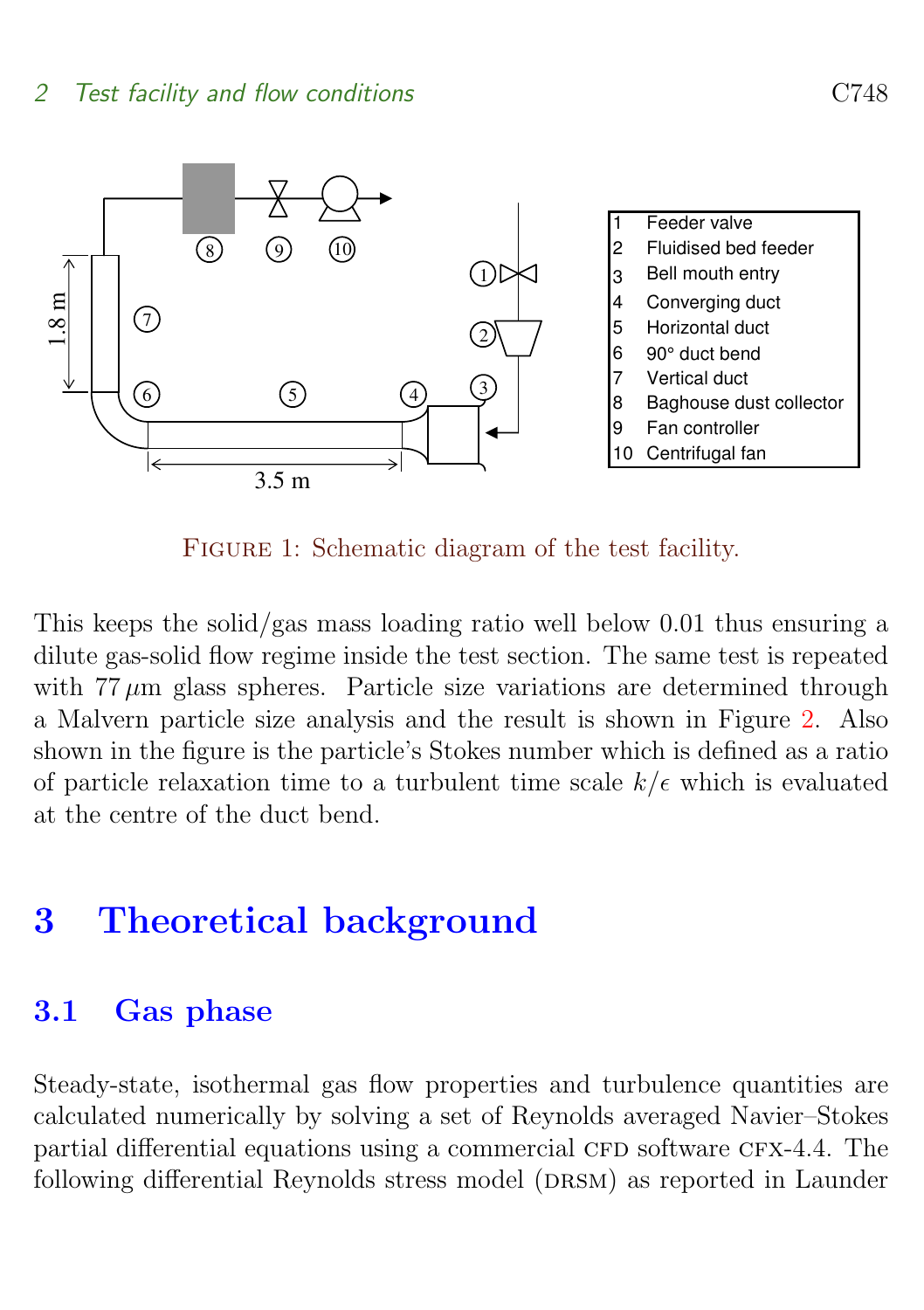FIGURE 1: Schematic diagram of the test facility.

This keeps the solid/gas mass loading ratio well below 0.01 thus ensuring a dilute gas-solid flow regime inside the test section. The same test is repeated with 77 $\mu$m glass spheres. Particle size variations are determined through a Malvern particle size analysis and the result is shown in Figure 2. Also shown in the figure is the particle's Stokes number which is defined as a ratio of particle relaxation time to a turbulent time scale $k/\epsilon$ which is evaluated at the centre of the duct bend.

# 3 Theoretical background

## 3.1 Gas phase

Steady-state, isothermal gas flow properties and turbulence quantities are calculated numerically by solving a set of Reynolds averaged Navier–Stokes partial differential equations using a commercial CFD software CFX-4.4. The following differential Reynolds stress model (DRSM) as reported in Launder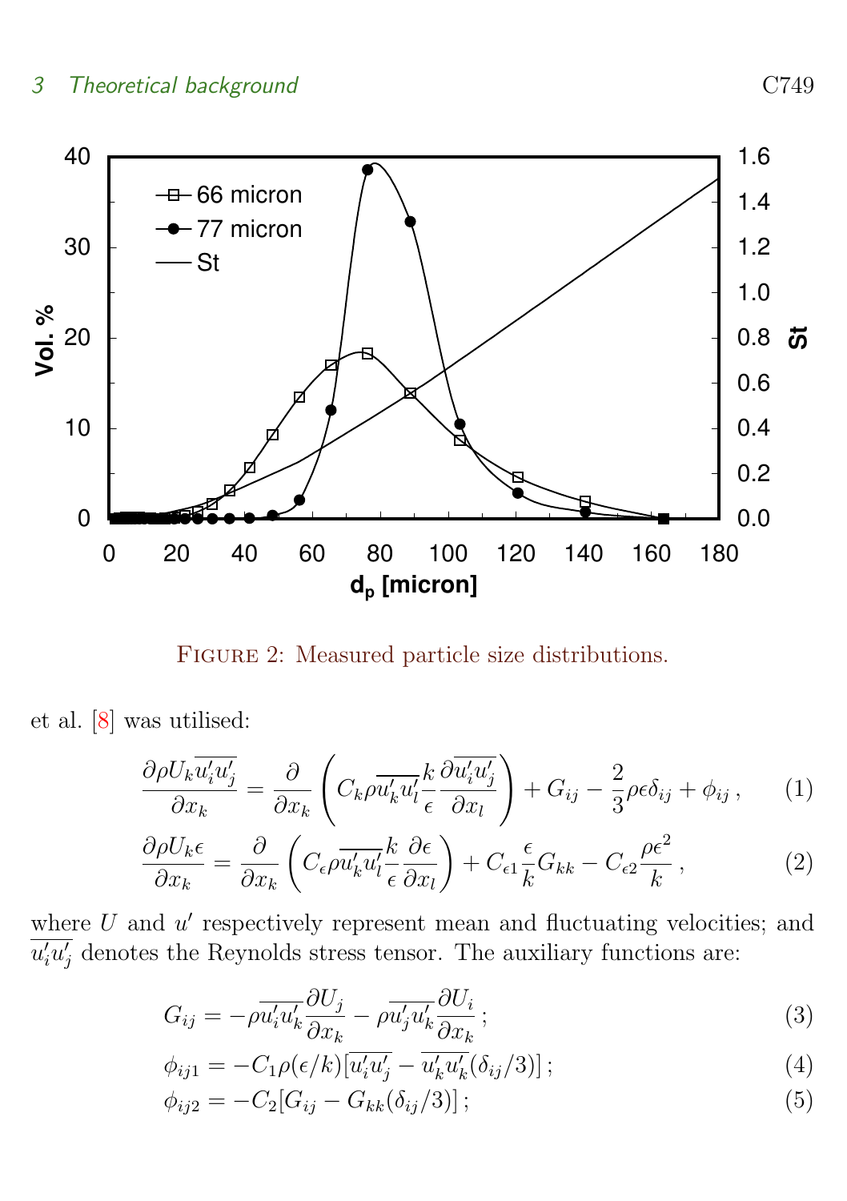FIGURE 2: Measured particle size distributions.

et al. [8] was utilised:

$$\frac{\partial \rho U_k \overline{u_i' u_j'}}{\partial x_k} = \frac{\partial}{\partial x_k}\left(C_k \rho \overline{u_k' u_l'} \frac{k}{\epsilon} \frac{\partial \overline{u_i' u_j'}}{\partial x_l}\right) + G_{ij} - \frac{2}{3}\rho\epsilon\delta_{ij} + \phi_{ij}\,, \qquad (1)$$

$$\frac{\partial \rho U_k \epsilon}{\partial x_k} = \frac{\partial}{\partial x_k}\left(C_\epsilon \rho \overline{u_k' u_l'} \frac{k}{\epsilon} \frac{\partial \epsilon}{\partial x_l}\right) + C_{\epsilon 1}\frac{\epsilon}{k} G_{kk} - C_{\epsilon 2}\frac{\rho \epsilon^2}{k}\,, \qquad (2)$$

where $U$ and $u'$ respectively represent mean and fluctuating velocities; and $\overline{u_i' u_j'}$ denotes the Reynolds stress tensor. The auxiliary functions are:

$$G_{ij} = -\rho \overline{u_i' u_k'} \frac{\partial U_j}{\partial x_k} - \rho \overline{u_j' u_k'} \frac{\partial U_i}{\partial x_k}\,; \qquad (3)$$

$$\phi_{ij1} = -C_1 \rho (\epsilon/k)[\overline{u_i' u_j'} - \overline{u_k' u_k'}(\delta_{ij}/3)]\,; \qquad (4)$$

$$\phi_{ij2} = -C_2[G_{ij} - G_{kk}(\delta_{ij}/3)]\,; \qquad (5)$$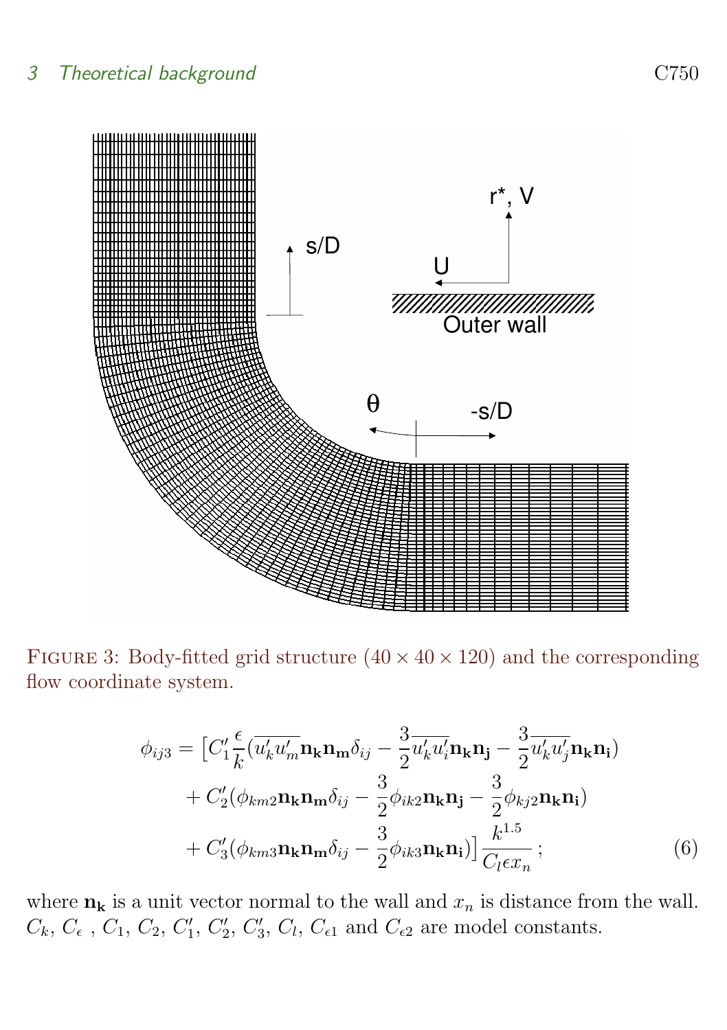Figure 3: Body-fitted grid structure $(40 \times 40 \times 120)$ and the corresponding flow coordinate system.

$$
\begin{aligned}
\phi_{ij3} = \big[ & C_1' \frac{\epsilon}{k} (\overline{u_k' u_m'} \mathbf{n_k} \mathbf{n_m} \delta_{ij} - \frac{3}{2} \overline{u_k' u_i'} \mathbf{n_k} \mathbf{n_j} - \frac{3}{2} \overline{u_k' u_j'} \mathbf{n_k} \mathbf{n_i}) \\
& + C_2' (\phi_{km2} \mathbf{n_k} \mathbf{n_m} \delta_{ij} - \frac{3}{2} \phi_{ik2} \mathbf{n_k} \mathbf{n_j} - \frac{3}{2} \phi_{kj2} \mathbf{n_k} \mathbf{n_i}) \\
& + C_3' (\phi_{km3} \mathbf{n_k} \mathbf{n_m} \delta_{ij} - \frac{3}{2} \phi_{ik3} \mathbf{n_k} \mathbf{n_i}) \big] \frac{k^{1.5}}{C_l \epsilon x_n} \, ;
\end{aligned} \tag{6}
$$

where $\mathbf{n_k}$ is a unit vector normal to the wall and $x_n$ is distance from the wall. $C_k$, $C_\epsilon$ , $C_1$, $C_2$, $C_1'$, $C_2'$, $C_3'$, $C_l$, $C_{\epsilon 1}$ and $C_{\epsilon 2}$ are model constants.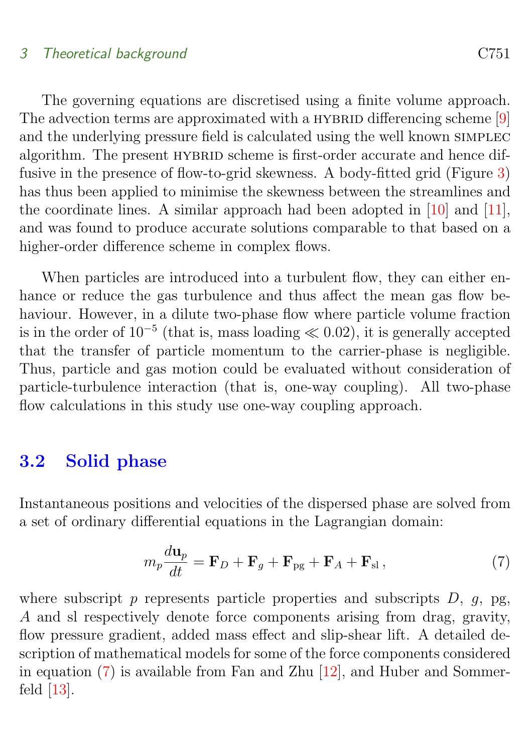The governing equations are discretised using a finite volume approach. The advection terms are approximated with a HYBRID differencing scheme [9] and the underlying pressure field is calculated using the well known SIMPLEC algorithm. The present HYBRID scheme is first-order accurate and hence diffusive in the presence of flow-to-grid skewness. A body-fitted grid (Figure 3) has thus been applied to minimise the skewness between the streamlines and the coordinate lines. A similar approach had been adopted in [10] and [11], and was found to produce accurate solutions comparable to that based on a higher-order difference scheme in complex flows.

When particles are introduced into a turbulent flow, they can either enhance or reduce the gas turbulence and thus affect the mean gas flow behaviour. However, in a dilute two-phase flow where particle volume fraction is in the order of $10^{-5}$ (that is, mass loading $\ll 0.02$), it is generally accepted that the transfer of particle momentum to the carrier-phase is negligible. Thus, particle and gas motion could be evaluated without consideration of particle-turbulence interaction (that is, one-way coupling). All two-phase flow calculations in this study use one-way coupling approach.

## 3.2 Solid phase

Instantaneous positions and velocities of the dispersed phase are solved from a set of ordinary differential equations in the Lagrangian domain:

$$m_p \frac{d\mathbf{u}_p}{dt} = \mathbf{F}_D + \mathbf{F}_g + \mathbf{F}_{\text{pg}} + \mathbf{F}_A + \mathbf{F}_{\text{sl}}\,, \tag{7}$$

where subscript $p$ represents particle properties and subscripts $D$, $g$, pg, $A$ and sl respectively denote force components arising from drag, gravity, flow pressure gradient, added mass effect and slip-shear lift. A detailed description of mathematical models for some of the force components considered in equation (7) is available from Fan and Zhu [12], and Huber and Sommerfeld [13].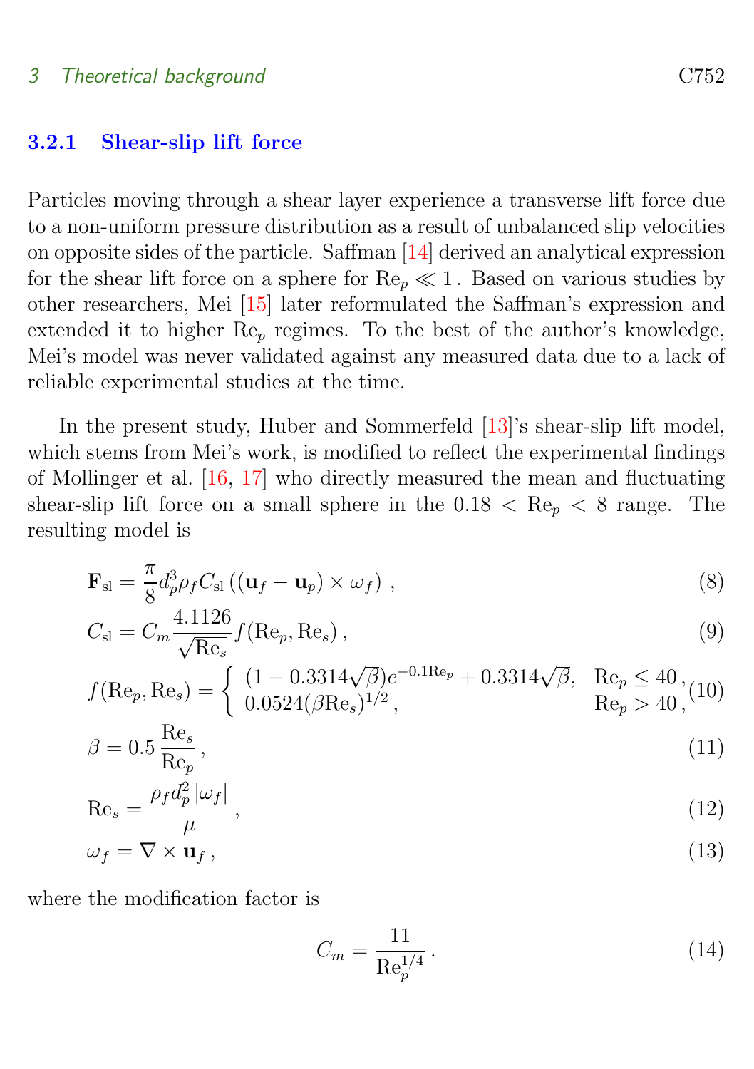### 3.2.1 Shear-slip lift force

Particles moving through a shear layer experience a transverse lift force due to a non-uniform pressure distribution as a result of unbalanced slip velocities on opposite sides of the particle. Saffman [14] derived an analytical expression for the shear lift force on a sphere for $\mathrm{Re}_p \ll 1$ . Based on various studies by other researchers, Mei [15] later reformulated the Saffman's expression and extended it to higher $\mathrm{Re}_p$ regimes. To the best of the author's knowledge, Mei's model was never validated against any measured data due to a lack of reliable experimental studies at the time.

In the present study, Huber and Sommerfeld [13]'s shear-slip lift model, which stems from Mei's work, is modified to reflect the experimental findings of Mollinger et al. [16, 17] who directly measured the mean and fluctuating shear-slip lift force on a small sphere in the $0.18 < \mathrm{Re}_p < 8$ range. The resulting model is

$$\mathbf{F}_{\mathrm{sl}} = \frac{\pi}{8} d_p^3 \rho_f C_{\mathrm{sl}} \left( (\mathbf{u}_f - \mathbf{u}_p) \times \omega_f \right) , \tag{8}$$

$$C_{\mathrm{sl}} = C_m \frac{4.1126}{\sqrt{\mathrm{Re}_s}} f(\mathrm{Re}_p, \mathrm{Re}_s) , \tag{9}$$

$$f(\mathrm{Re}_p, \mathrm{Re}_s) = \begin{cases} (1 - 0.3314\sqrt{\beta}) e^{-0.1\mathrm{Re}_p} + 0.3314\sqrt{\beta}, & \mathrm{Re}_p \leq 40 , \\ 0.0524(\beta \mathrm{Re}_s)^{1/2} , & \mathrm{Re}_p > 40 , \end{cases} \tag{10}$$

$$\beta = 0.5 \, \frac{\mathrm{Re}_s}{\mathrm{Re}_p} , \tag{11}$$

$$\mathrm{Re}_s = \frac{\rho_f d_p^2 \left| \omega_f \right|}{\mu} , \tag{12}$$

$$\omega_f = \nabla \times \mathbf{u}_f , \tag{13}$$

where the modification factor is

$$C_m = \frac{11}{\mathrm{Re}_p^{1/4}} . \tag{14}$$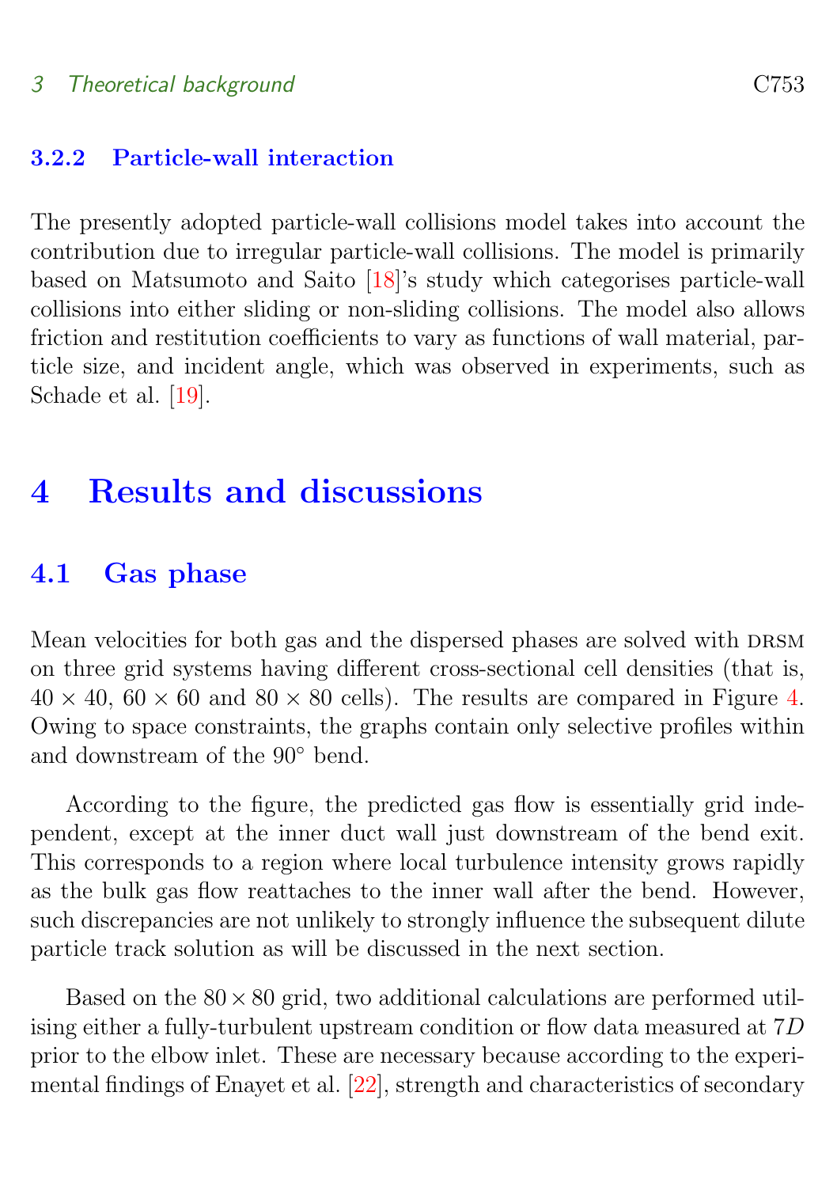#### 3.2.2 Particle-wall interaction

The presently adopted particle-wall collisions model takes into account the contribution due to irregular particle-wall collisions. The model is primarily based on Matsumoto and Saito [18]'s study which categorises particle-wall collisions into either sliding or non-sliding collisions. The model also allows friction and restitution coefficients to vary as functions of wall material, particle size, and incident angle, which was observed in experiments, such as Schade et al. [19].

## 4 Results and discussions

### 4.1 Gas phase

Mean velocities for both gas and the dispersed phases are solved with DRSM on three grid systems having different cross-sectional cell densities (that is, $40 \times 40$, $60 \times 60$ and $80 \times 80$ cells). The results are compared in Figure 4. Owing to space constraints, the graphs contain only selective profiles within and downstream of the 90° bend.

According to the figure, the predicted gas flow is essentially grid independent, except at the inner duct wall just downstream of the bend exit. This corresponds to a region where local turbulence intensity grows rapidly as the bulk gas flow reattaches to the inner wall after the bend. However, such discrepancies are not unlikely to strongly influence the subsequent dilute particle track solution as will be discussed in the next section.

Based on the $80 \times 80$ grid, two additional calculations are performed utilising either a fully-turbulent upstream condition or flow data measured at $7D$ prior to the elbow inlet. These are necessary because according to the experimental findings of Enayet et al. [22], strength and characteristics of secondary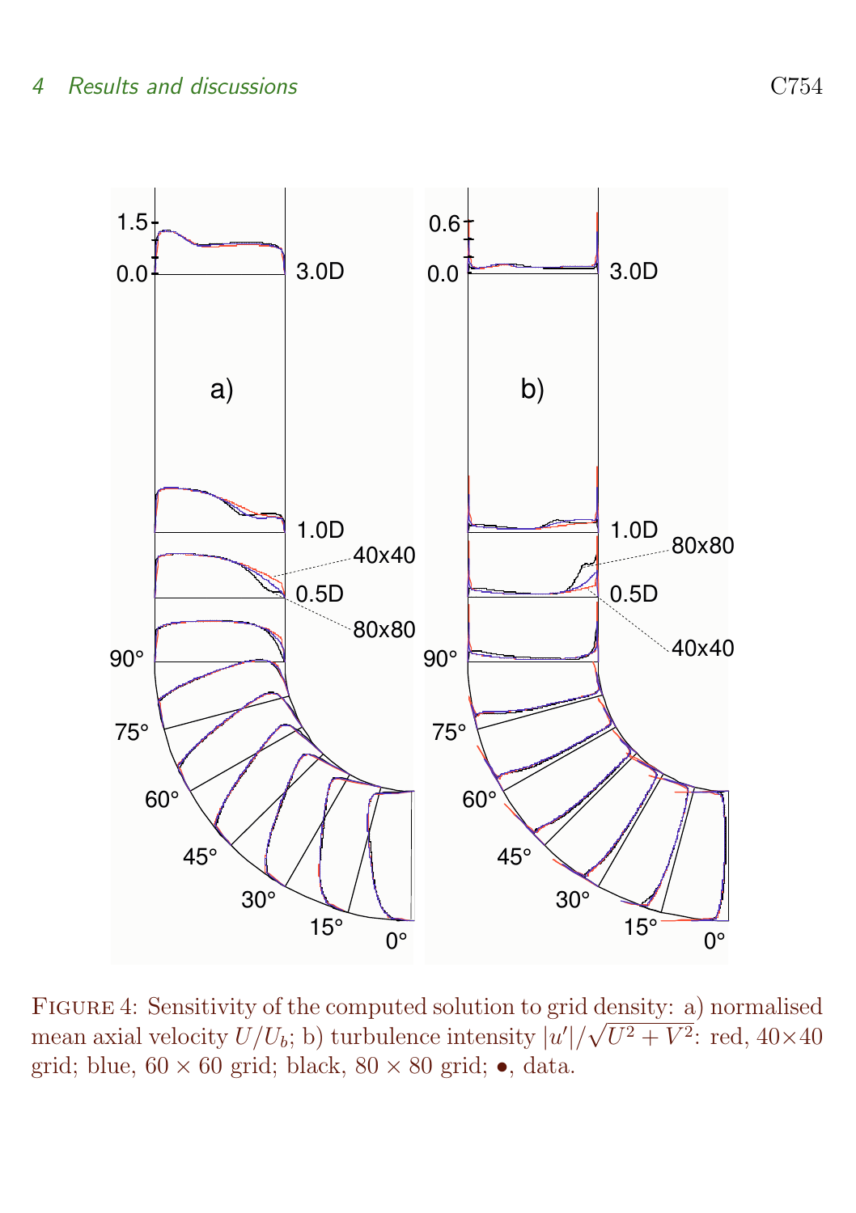FIGURE 4: Sensitivity of the computed solution to grid density: a) normalised mean axial velocity $U/U_b$; b) turbulence intensity $|u'|/\sqrt{U^2+V^2}$: red, 40×40 grid; blue, $60 \times 60$ grid; black, $80 \times 80$ grid; •, data.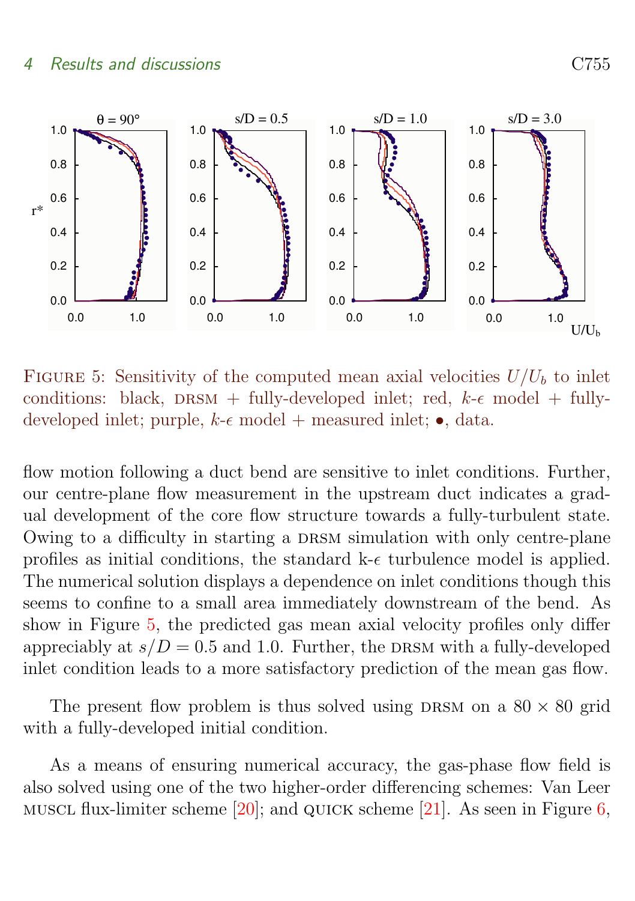FIGURE 5: Sensitivity of the computed mean axial velocities $U/U_b$ to inlet conditions: black, DRSM + fully-developed inlet; red, $k$-$\epsilon$ model + fully-developed inlet; purple, $k$-$\epsilon$ model + measured inlet; •, data.

flow motion following a duct bend are sensitive to inlet conditions. Further, our centre-plane flow measurement in the upstream duct indicates a gradual development of the core flow structure towards a fully-turbulent state. Owing to a difficulty in starting a DRSM simulation with only centre-plane profiles as initial conditions, the standard k-$\epsilon$ turbulence model is applied. The numerical solution displays a dependence on inlet conditions though this seems to confine to a small area immediately downstream of the bend. As show in Figure 5, the predicted gas mean axial velocity profiles only differ appreciably at $s/D = 0.5$ and 1.0. Further, the DRSM with a fully-developed inlet condition leads to a more satisfactory prediction of the mean gas flow.

The present flow problem is thus solved using DRSM on a $80 \times 80$ grid with a fully-developed initial condition.

As a means of ensuring numerical accuracy, the gas-phase flow field is also solved using one of the two higher-order differencing schemes: Van Leer MUSCL flux-limiter scheme [20]; and QUICK scheme [21]. As seen in Figure 6,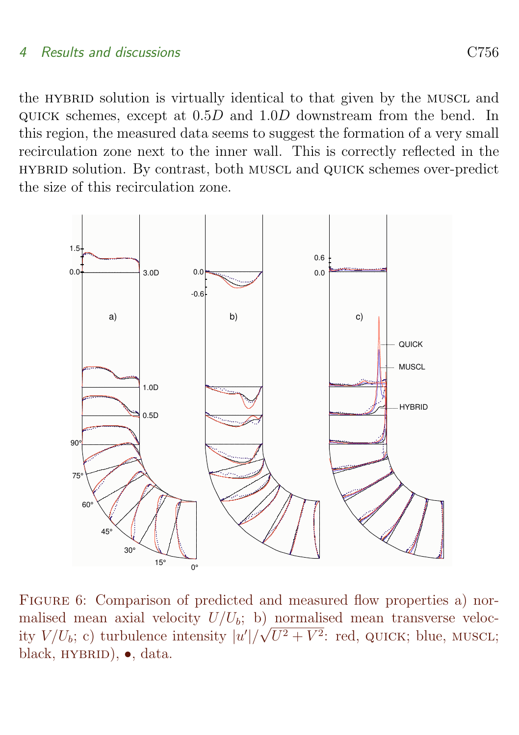the HYBRID solution is virtually identical to that given by the MUSCL and QUICK schemes, except at $0.5D$ and $1.0D$ downstream from the bend. In this region, the measured data seems to suggest the formation of a very small recirculation zone next to the inner wall. This is correctly reflected in the HYBRID solution. By contrast, both MUSCL and QUICK schemes over-predict the size of this recirculation zone.

FIGURE 6: Comparison of predicted and measured flow properties a) normalised mean axial velocity $U/U_b$; b) normalised mean transverse velocity $V/U_b$; c) turbulence intensity $|u'|/\sqrt{U^2+V^2}$: red, QUICK; blue, MUSCL; black, HYBRID), •, data.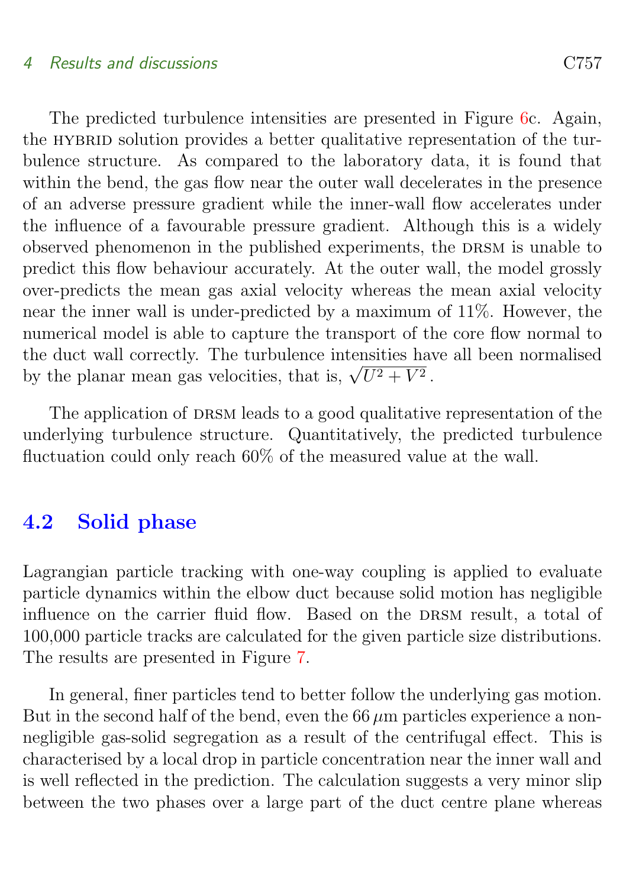The predicted turbulence intensities are presented in Figure 6c. Again, the HYBRID solution provides a better qualitative representation of the turbulence structure. As compared to the laboratory data, it is found that within the bend, the gas flow near the outer wall decelerates in the presence of an adverse pressure gradient while the inner-wall flow accelerates under the influence of a favourable pressure gradient. Although this is a widely observed phenomenon in the published experiments, the DRSM is unable to predict this flow behaviour accurately. At the outer wall, the model grossly over-predicts the mean gas axial velocity whereas the mean axial velocity near the inner wall is under-predicted by a maximum of 11%. However, the numerical model is able to capture the transport of the core flow normal to the duct wall correctly. The turbulence intensities have all been normalised by the planar mean gas velocities, that is, $\sqrt{U^2 + V^2}$.

The application of DRSM leads to a good qualitative representation of the underlying turbulence structure. Quantitatively, the predicted turbulence fluctuation could only reach 60% of the measured value at the wall.

## 4.2 Solid phase

Lagrangian particle tracking with one-way coupling is applied to evaluate particle dynamics within the elbow duct because solid motion has negligible influence on the carrier fluid flow. Based on the DRSM result, a total of 100,000 particle tracks are calculated for the given particle size distributions. The results are presented in Figure 7.

In general, finer particles tend to better follow the underlying gas motion. But in the second half of the bend, even the 66 $\mu$m particles experience a non-negligible gas-solid segregation as a result of the centrifugal effect. This is characterised by a local drop in particle concentration near the inner wall and is well reflected in the prediction. The calculation suggests a very minor slip between the two phases over a large part of the duct centre plane whereas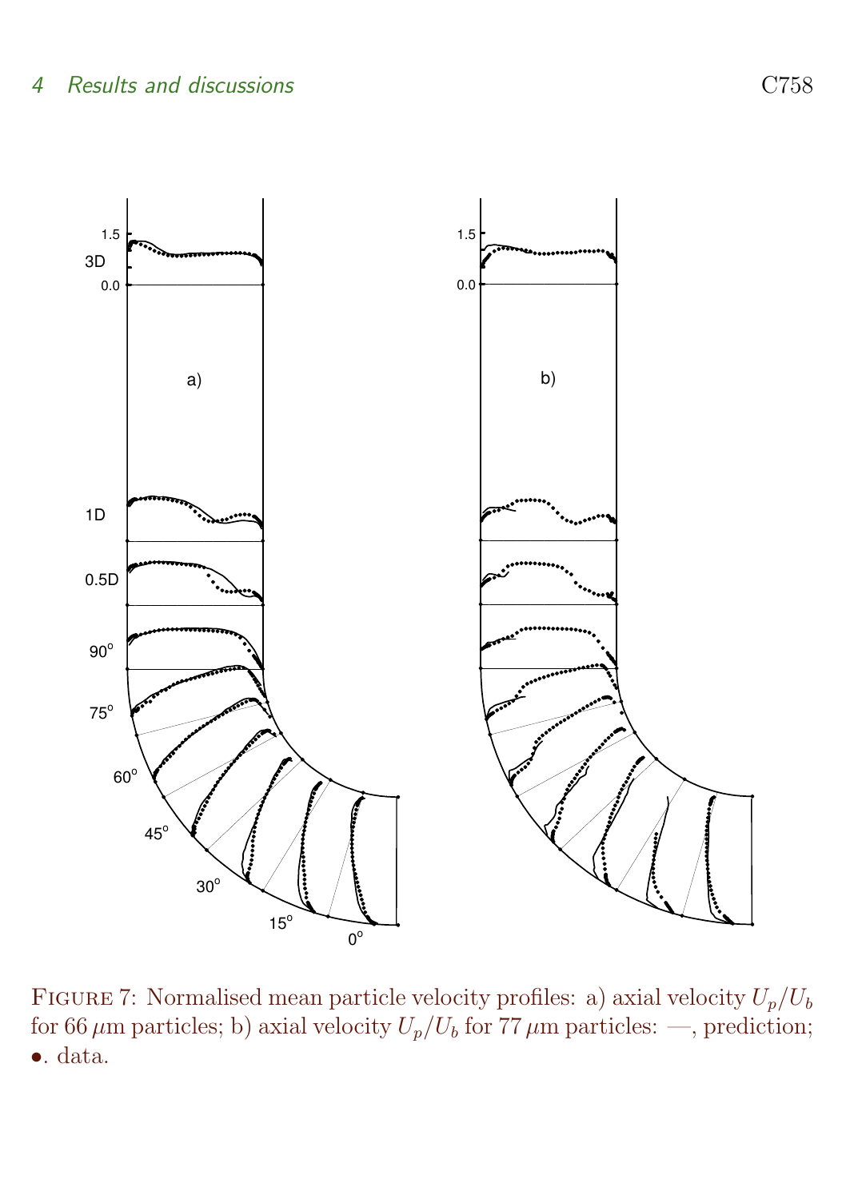Figure 7: Normalised mean particle velocity profiles: a) axial velocity $U_p/U_b$ for 66 $\mu$m particles; b) axial velocity $U_p/U_b$ for 77 $\mu$m particles: —, prediction; •. data.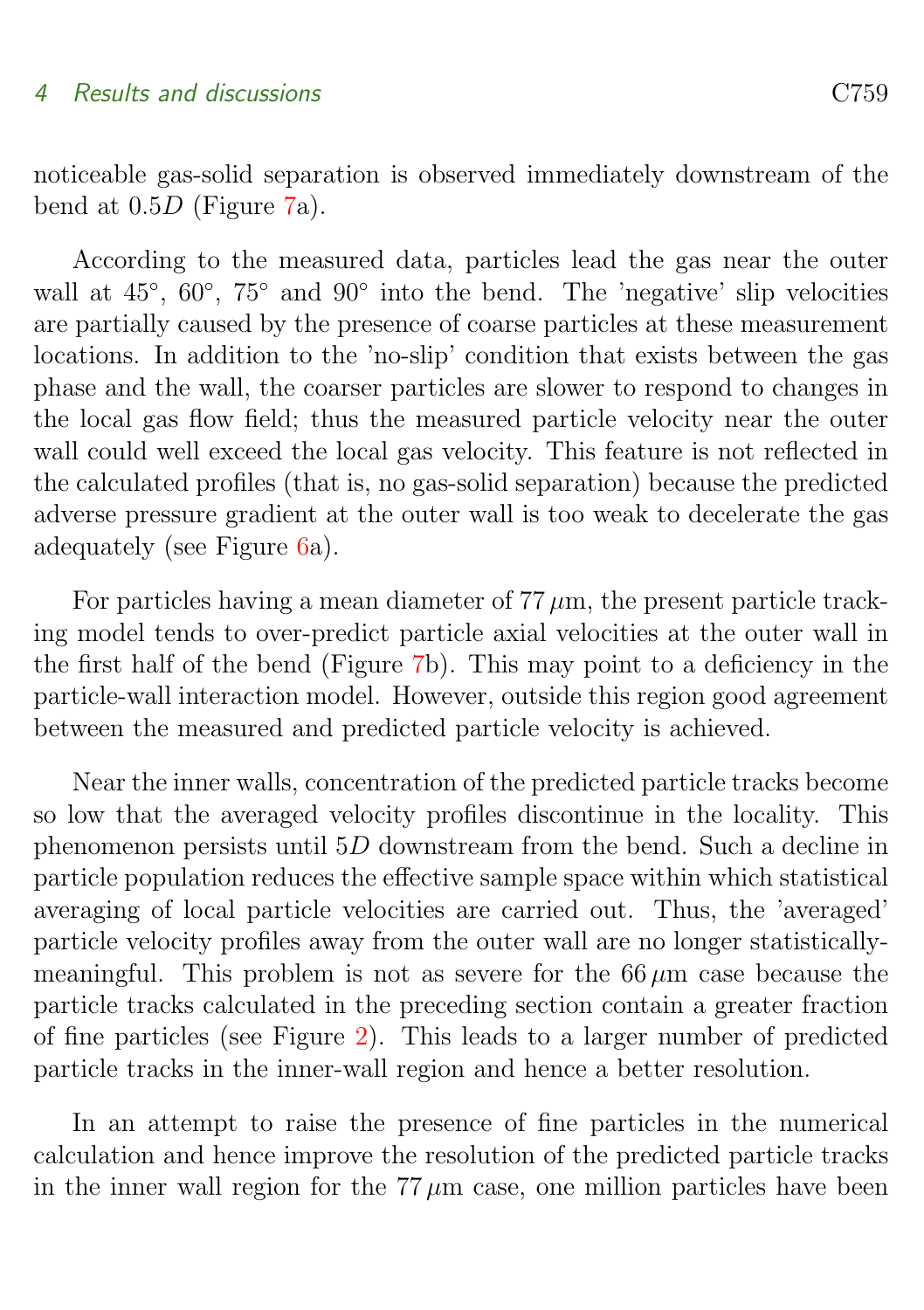noticeable gas-solid separation is observed immediately downstream of the bend at $0.5D$ (Figure 7a).

According to the measured data, particles lead the gas near the outer wall at 45°, 60°, 75° and 90° into the bend. The 'negative' slip velocities are partially caused by the presence of coarse particles at these measurement locations. In addition to the 'no-slip' condition that exists between the gas phase and the wall, the coarser particles are slower to respond to changes in the local gas flow field; thus the measured particle velocity near the outer wall could well exceed the local gas velocity. This feature is not reflected in the calculated profiles (that is, no gas-solid separation) because the predicted adverse pressure gradient at the outer wall is too weak to decelerate the gas adequately (see Figure 6a).

For particles having a mean diameter of $77\,\mu$m, the present particle tracking model tends to over-predict particle axial velocities at the outer wall in the first half of the bend (Figure 7b). This may point to a deficiency in the particle-wall interaction model. However, outside this region good agreement between the measured and predicted particle velocity is achieved.

Near the inner walls, concentration of the predicted particle tracks become so low that the averaged velocity profiles discontinue in the locality. This phenomenon persists until $5D$ downstream from the bend. Such a decline in particle population reduces the effective sample space within which statistical averaging of local particle velocities are carried out. Thus, the 'averaged' particle velocity profiles away from the outer wall are no longer statistically-meaningful. This problem is not as severe for the $66\,\mu$m case because the particle tracks calculated in the preceding section contain a greater fraction of fine particles (see Figure 2). This leads to a larger number of predicted particle tracks in the inner-wall region and hence a better resolution.

In an attempt to raise the presence of fine particles in the numerical calculation and hence improve the resolution of the predicted particle tracks in the inner wall region for the $77\,\mu$m case, one million particles have been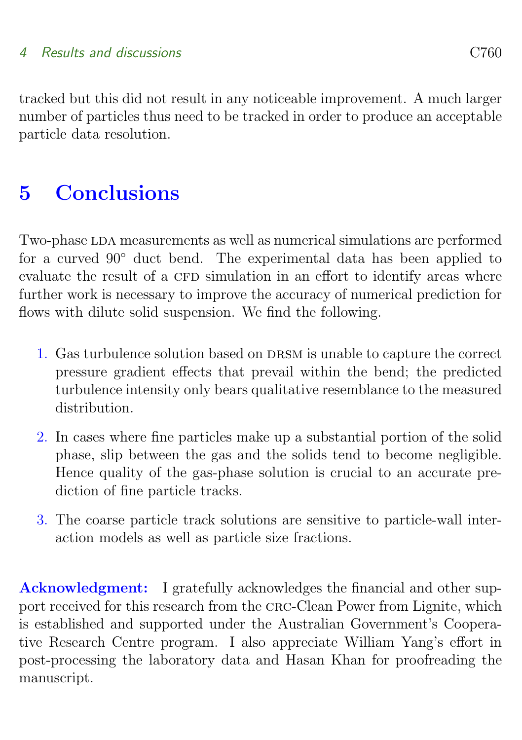tracked but this did not result in any noticeable improvement. A much larger number of particles thus need to be tracked in order to produce an acceptable particle data resolution.

# 5 Conclusions

Two-phase LDA measurements as well as numerical simulations are performed for a curved 90° duct bend. The experimental data has been applied to evaluate the result of a CFD simulation in an effort to identify areas where further work is necessary to improve the accuracy of numerical prediction for flows with dilute solid suspension. We find the following.

1. Gas turbulence solution based on DRSM is unable to capture the correct pressure gradient effects that prevail within the bend; the predicted turbulence intensity only bears qualitative resemblance to the measured distribution.
2. In cases where fine particles make up a substantial portion of the solid phase, slip between the gas and the solids tend to become negligible. Hence quality of the gas-phase solution is crucial to an accurate prediction of fine particle tracks.
3. The coarse particle track solutions are sensitive to particle-wall interaction models as well as particle size fractions.

**Acknowledgment:** I gratefully acknowledges the financial and other support received for this research from the CRC-Clean Power from Lignite, which is established and supported under the Australian Government's Cooperative Research Centre program. I also appreciate William Yang's effort in post-processing the laboratory data and Hasan Khan for proofreading the manuscript.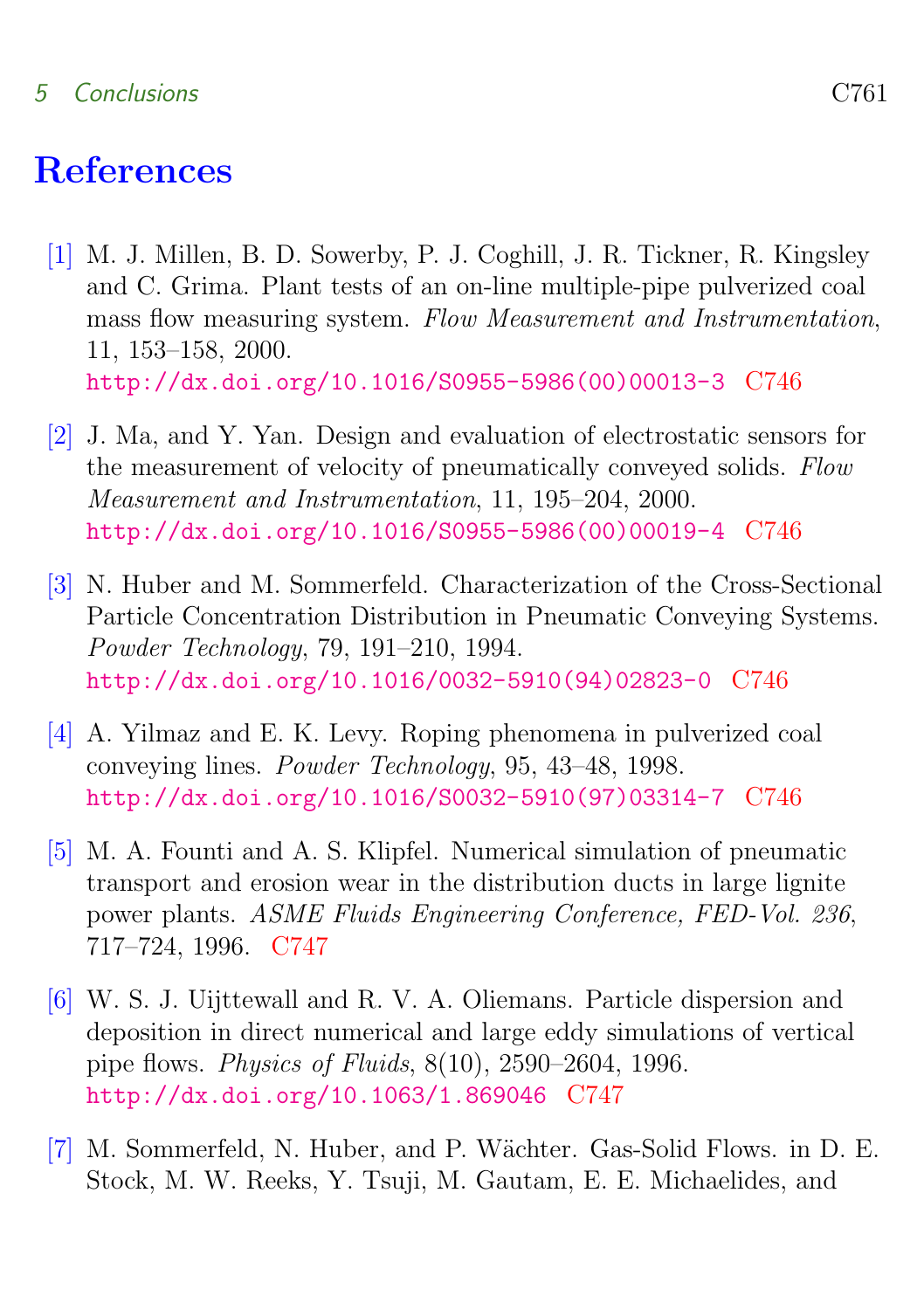# References

[1] M. J. Millen, B. D. Sowerby, P. J. Coghill, J. R. Tickner, R. Kingsley and C. Grima. Plant tests of an on-line multiple-pipe pulverized coal mass flow measuring system. *Flow Measurement and Instrumentation*, 11, 153–158, 2000. http://dx.doi.org/10.1016/S0955-5986(00)00013-3 C746

[2] J. Ma, and Y. Yan. Design and evaluation of electrostatic sensors for the measurement of velocity of pneumatically conveyed solids. *Flow Measurement and Instrumentation*, 11, 195–204, 2000. http://dx.doi.org/10.1016/S0955-5986(00)00019-4 C746

[3] N. Huber and M. Sommerfeld. Characterization of the Cross-Sectional Particle Concentration Distribution in Pneumatic Conveying Systems. *Powder Technology*, 79, 191–210, 1994. http://dx.doi.org/10.1016/0032-5910(94)02823-0 C746

[4] A. Yilmaz and E. K. Levy. Roping phenomena in pulverized coal conveying lines. *Powder Technology*, 95, 43–48, 1998. http://dx.doi.org/10.1016/S0032-5910(97)03314-7 C746

[5] M. A. Founti and A. S. Klipfel. Numerical simulation of pneumatic transport and erosion wear in the distribution ducts in large lignite power plants. *ASME Fluids Engineering Conference, FED-Vol. 236*, 717–724, 1996. C747

[6] W. S. J. Uijttewall and R. V. A. Oliemans. Particle dispersion and deposition in direct numerical and large eddy simulations of vertical pipe flows. *Physics of Fluids*, 8(10), 2590–2604, 1996. http://dx.doi.org/10.1063/1.869046 C747

[7] M. Sommerfeld, N. Huber, and P. Wächter. Gas-Solid Flows. in D. E. Stock, M. W. Reeks, Y. Tsuji, M. Gautam, E. E. Michaelides, and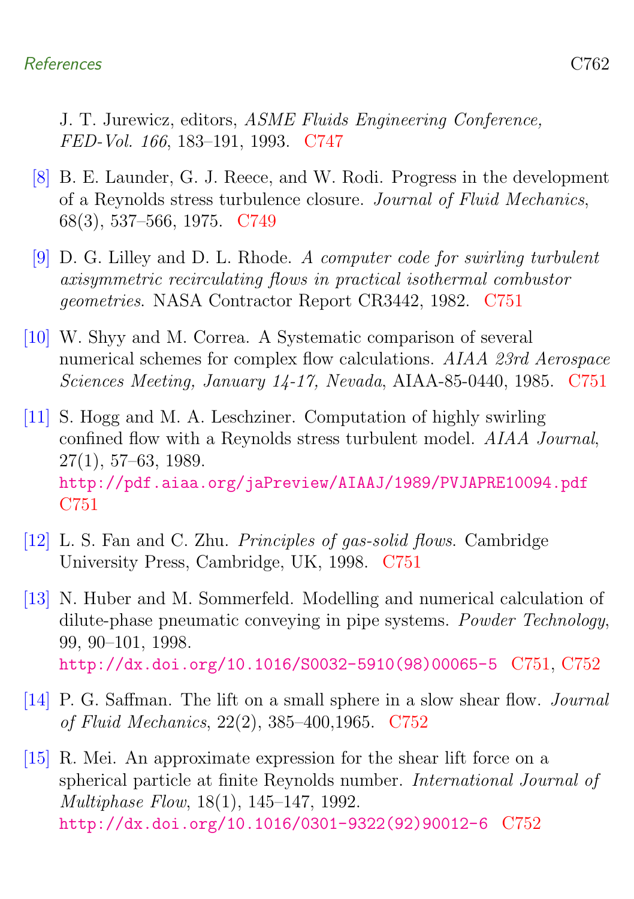J. T. Jurewicz, editors, *ASME Fluids Engineering Conference, FED-Vol. 166*, 183–191, 1993. C747

[8] B. E. Launder, G. J. Reece, and W. Rodi. Progress in the development of a Reynolds stress turbulence closure. *Journal of Fluid Mechanics*, 68(3), 537–566, 1975. C749

[9] D. G. Lilley and D. L. Rhode. *A computer code for swirling turbulent axisymmetric recirculating flows in practical isothermal combustor geometries*. NASA Contractor Report CR3442, 1982. C751

[10] W. Shyy and M. Correa. A Systematic comparison of several numerical schemes for complex flow calculations. *AIAA 23rd Aerospace Sciences Meeting, January 14-17, Nevada*, AIAA-85-0440, 1985. C751

[11] S. Hogg and M. A. Leschziner. Computation of highly swirling confined flow with a Reynolds stress turbulent model. *AIAA Journal*, 27(1), 57–63, 1989. http://pdf.aiaa.org/jaPreview/AIAAJ/1989/PVJAPRE10094.pdf C751

[12] L. S. Fan and C. Zhu. *Principles of gas-solid flows*. Cambridge University Press, Cambridge, UK, 1998. C751

[13] N. Huber and M. Sommerfeld. Modelling and numerical calculation of dilute-phase pneumatic conveying in pipe systems. *Powder Technology*, 99, 90–101, 1998. http://dx.doi.org/10.1016/S0032-5910(98)00065-5 C751, C752

[14] P. G. Saffman. The lift on a small sphere in a slow shear flow. *Journal of Fluid Mechanics*, 22(2), 385–400,1965. C752

[15] R. Mei. An approximate expression for the shear lift force on a spherical particle at finite Reynolds number. *International Journal of Multiphase Flow*, 18(1), 145–147, 1992. http://dx.doi.org/10.1016/0301-9322(92)90012-6 C752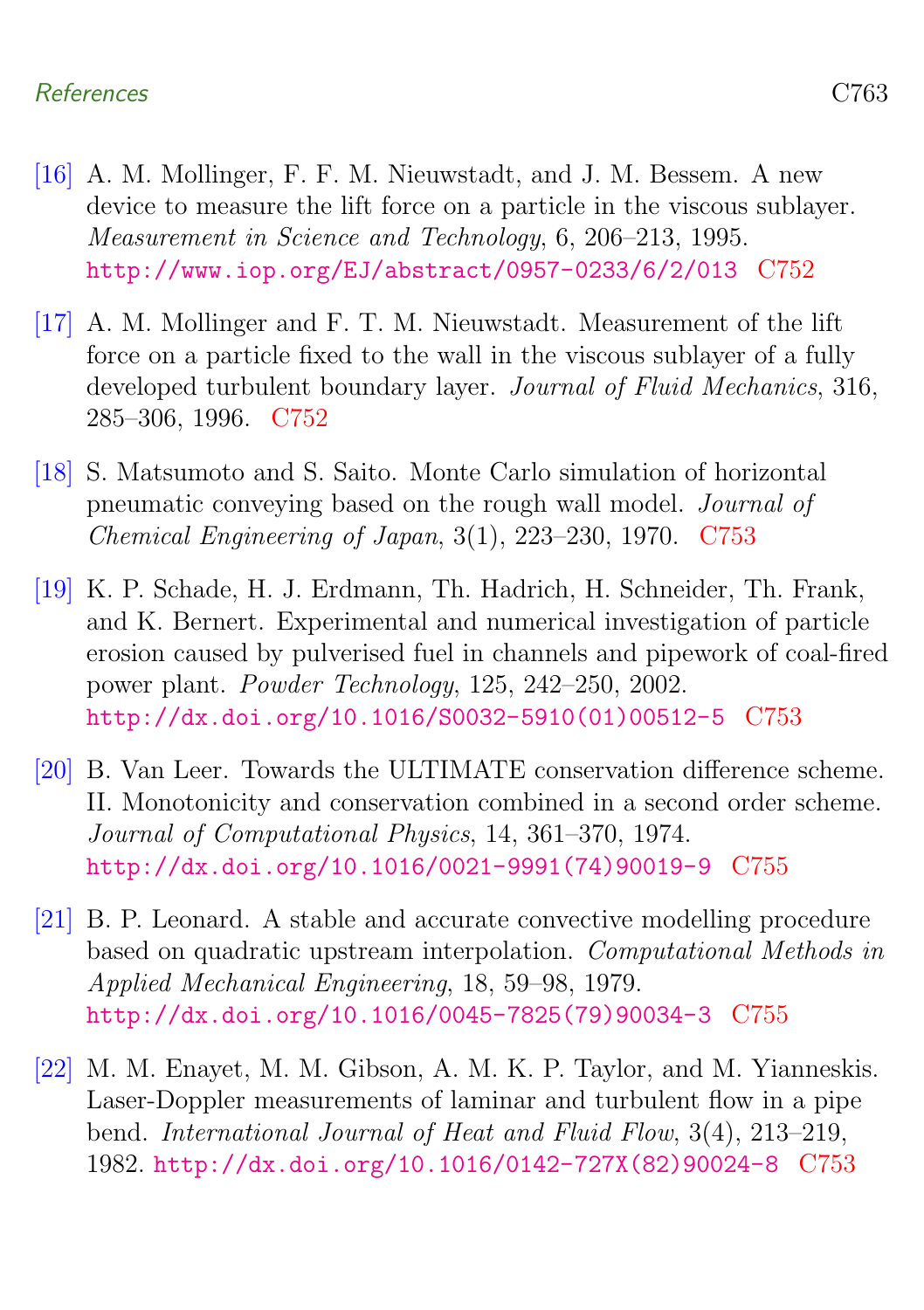[16] A. M. Mollinger, F. F. M. Nieuwstadt, and J. M. Bessem. A new device to measure the lift force on a particle in the viscous sublayer. *Measurement in Science and Technology*, 6, 206–213, 1995. http://www.iop.org/EJ/abstract/0957-0233/6/2/013 C752

[17] A. M. Mollinger and F. T. M. Nieuwstadt. Measurement of the lift force on a particle fixed to the wall in the viscous sublayer of a fully developed turbulent boundary layer. *Journal of Fluid Mechanics*, 316, 285–306, 1996. C752

[18] S. Matsumoto and S. Saito. Monte Carlo simulation of horizontal pneumatic conveying based on the rough wall model. *Journal of Chemical Engineering of Japan*, 3(1), 223–230, 1970. C753

[19] K. P. Schade, H. J. Erdmann, Th. Hadrich, H. Schneider, Th. Frank, and K. Bernert. Experimental and numerical investigation of particle erosion caused by pulverised fuel in channels and pipework of coal-fired power plant. *Powder Technology*, 125, 242–250, 2002. http://dx.doi.org/10.1016/S0032-5910(01)00512-5 C753

[20] B. Van Leer. Towards the ULTIMATE conservation difference scheme. II. Monotonicity and conservation combined in a second order scheme. *Journal of Computational Physics*, 14, 361–370, 1974. http://dx.doi.org/10.1016/0021-9991(74)90019-9 C755

[21] B. P. Leonard. A stable and accurate convective modelling procedure based on quadratic upstream interpolation. *Computational Methods in Applied Mechanical Engineering*, 18, 59–98, 1979. http://dx.doi.org/10.1016/0045-7825(79)90034-3 C755

[22] M. M. Enayet, M. M. Gibson, A. M. K. P. Taylor, and M. Yianneskis. Laser-Doppler measurements of laminar and turbulent flow in a pipe bend. *International Journal of Heat and Fluid Flow*, 3(4), 213–219, 1982. http://dx.doi.org/10.1016/0142-727X(82)90024-8 C753